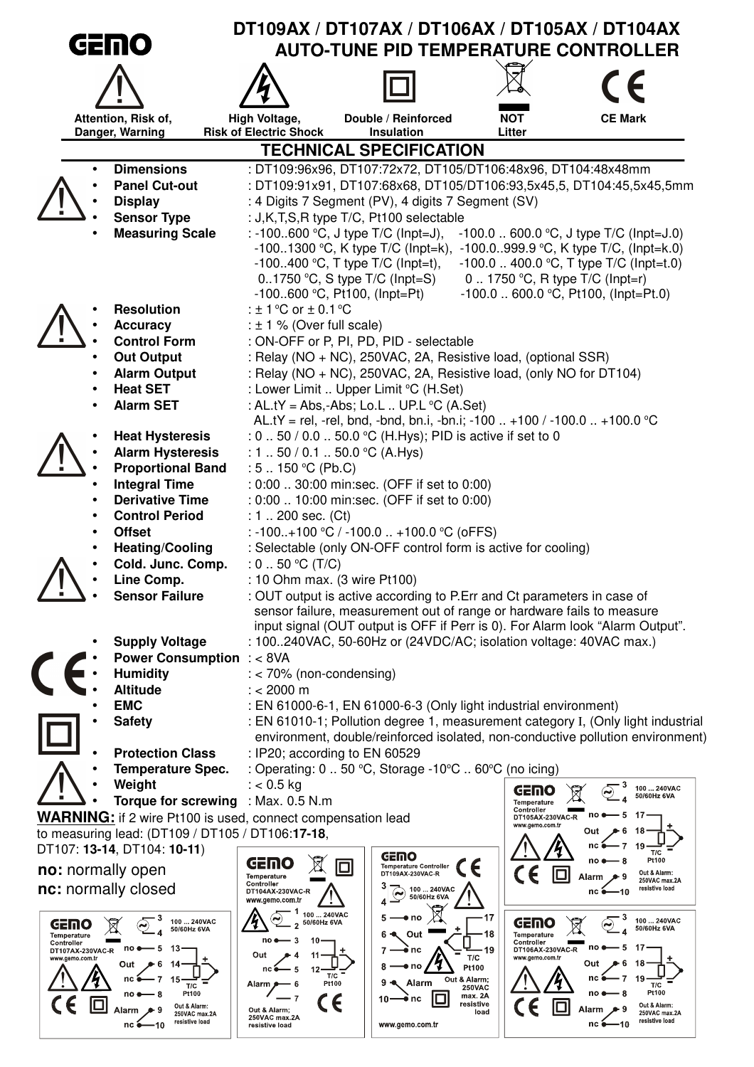# GEMO

# DT109AX / DT107AX / DT106AX / DT105AX / DT104AX
## AUTO-TUNE PID TEMPERATURE CONTROLLER

Attention, Risk of, Danger, Warning | High Voltage, Risk of Electric Shock | Double / Reinforced Insulation | NOT Litter | CE Mark

## TECHNICAL SPECIFICATION

- **Dimensions** : DT109:96x96, DT107:72x72, DT105/DT106:48x96, DT104:48x48mm
- **Panel Cut-out** : DT109:91x91, DT107:68x68, DT105/DT106:93,5x45,5, DT104:45,5x45,5mm
- **Display** : 4 Digits 7 Segment (PV), 4 digits 7 Segment (SV)
- **Sensor Type** : J,K,T,S,R type T/C, Pt100 selectable
- **Measuring Scale** : -100..600 °C, J type T/C (Inpt=J), -100.0 .. 600.0 °C, J type T/C (Inpt=J.0)
  -100..1300 °C, K type T/C (Inpt=k), -100.0..999.9 °C, K type T/C, (Inpt=k.0)
  -100..400 °C, T type T/C (Inpt=t), -100.0 .. 400.0 °C, T type T/C (Inpt=t.0)
  0..1750 °C, S type T/C (Inpt=S) 0 .. 1750 °C, R type T/C (Inpt=r)
  -100..600 °C, Pt100, (Inpt=Pt) -100.0 .. 600.0 °C, Pt100, (Inpt=Pt.0)
- **Resolution** : ± 1 °C or ± 0.1 °C
- **Accuracy** : ± 1 % (Over full scale)
- **Control Form** : ON-OFF or P, PI, PD, PID - selectable
- **Out Output** : Relay (NO + NC), 250VAC, 2A, Resistive load, (optional SSR)
- **Alarm Output** : Relay (NO + NC), 250VAC, 2A, Resistive load, (only NO for DT104)
- **Heat SET** : Lower Limit .. Upper Limit °C (H.Set)
- **Alarm SET** : AL.tY = Abs,-Abs; Lo.L .. UP.L °C (A.Set)
  AL.tY = rel, -rel, bnd, -bnd, bn.i, -bn.i; -100 .. +100 / -100.0 .. +100.0 °C
- **Heat Hysteresis** : 0 .. 50 / 0.0 .. 50.0 °C (H.Hys); PID is active if set to 0
- **Alarm Hysteresis** : 1 .. 50 / 0.1 .. 50.0 °C (A.Hys)
- **Proportional Band** : 5 .. 150 °C (Pb.C)
- **Integral Time** : 0:00 .. 30:00 min:sec. (OFF if set to 0:00)
- **Derivative Time** : 0:00 .. 10:00 min:sec. (OFF if set to 0:00)
- **Control Period** : 1 .. 200 sec. (Ct)
- **Offset** : -100..+100 °C / -100.0 .. +100.0 °C (oFFS)
- **Heating/Cooling** : Selectable (only ON-OFF control form is active for cooling)
- **Cold. Junc. Comp.** : 0 .. 50 °C (T/C)
- **Line Comp.** : 10 Ohm max. (3 wire Pt100)
- **Sensor Failure** : OUT output is active according to P.Err and Ct parameters in case of sensor failure, measurement out of range or hardware fails to measure input signal (OUT output is OFF if Perr is 0). For Alarm look "Alarm Output".
- **Supply Voltage** : 100..240VAC, 50-60Hz or (24VDC/AC; isolation voltage: 40VAC max.)
- **Power Consumption** : < 8VA
- **Humidity** : < 70% (non-condensing)
- **Altitude** : < 2000 m
- **EMC** : EN 61000-6-1, EN 61000-6-3 (Only light industrial environment)
- **Safety** : EN 61010-1; Pollution degree 1, measurement category I, (Only light industrial environment, double/reinforced isolated, non-conductive pollution environment)
- **Protection Class** : IP20; according to EN 60529
- **Temperature Spec.** : Operating: 0 .. 50 °C, Storage -10°C .. 60°C (no icing)
- **Weight** : < 0.5 kg
- **Torque for screwing** : Max. 0.5 N.m

**WARNING:** if 2 wire Pt100 is used, connect compensation lead to measuring lead: (DT109 / DT105 / DT106:**17-18**, DT107: **13-14**, DT104: **10-11**)

**no:** normally open
**nc:** normally closed

**GEMO Temperature Controller DT105AX-230VAC-R** (www.gemo.com.tr): 3-4: 100 ... 240VAC 50/60Hz 6VA; 5 no, 6 Out, 7 nc; 8 no, 9 Alarm, 10 nc; 17-18-19 T/C, Pt100; Out & Alarm: 250VAC max.2A resistive load

**GEMO Temperature Controller DT109AX-230VAC-R**: 3-4: 100 ... 240VAC 50/60Hz 6VA; 5 no, 6 Out, 7 nc; 8 no, 9 Alarm, 10 nc; 17-18-19 T/C, Pt100; Out & Alarm: 250VAC max. 2A resistive load; www.gemo.com.tr

**GEMO Temperature Controller DT104AX-230VAC-R** (www.gemo.com.tr): 1-2: 100 ... 240VAC 50/60Hz 6VA; 3 no, 4 Out, 5 nc; 6 Alarm, 7; 10-11-12 T/C, Pt100; Out & Alarm; 250VAC max.2A resistive load

**GEMO Temperature Controller DT107AX-230VAC-R** (www.gemo.com.tr): 3-4: 100 ... 240VAC 50/60Hz 6VA; 5 no, 6 Out, 7 nc; 8 no, 9 Alarm, 10 nc; 13-14-15 T/C, Pt100; Out & Alarm: 250VAC max.2A resistive load

**GEMO Temperature Controller DT106AX-230VAC-R** (www.gemo.com.tr): 3-4: 100 ... 240VAC 50/60Hz 6VA; 5 no, 6 Out, 7 nc; 8 no, 9 Alarm, 10 nc; 17-18-19 T/C, Pt100; Out & Alarm: 250VAC max.2A resistive load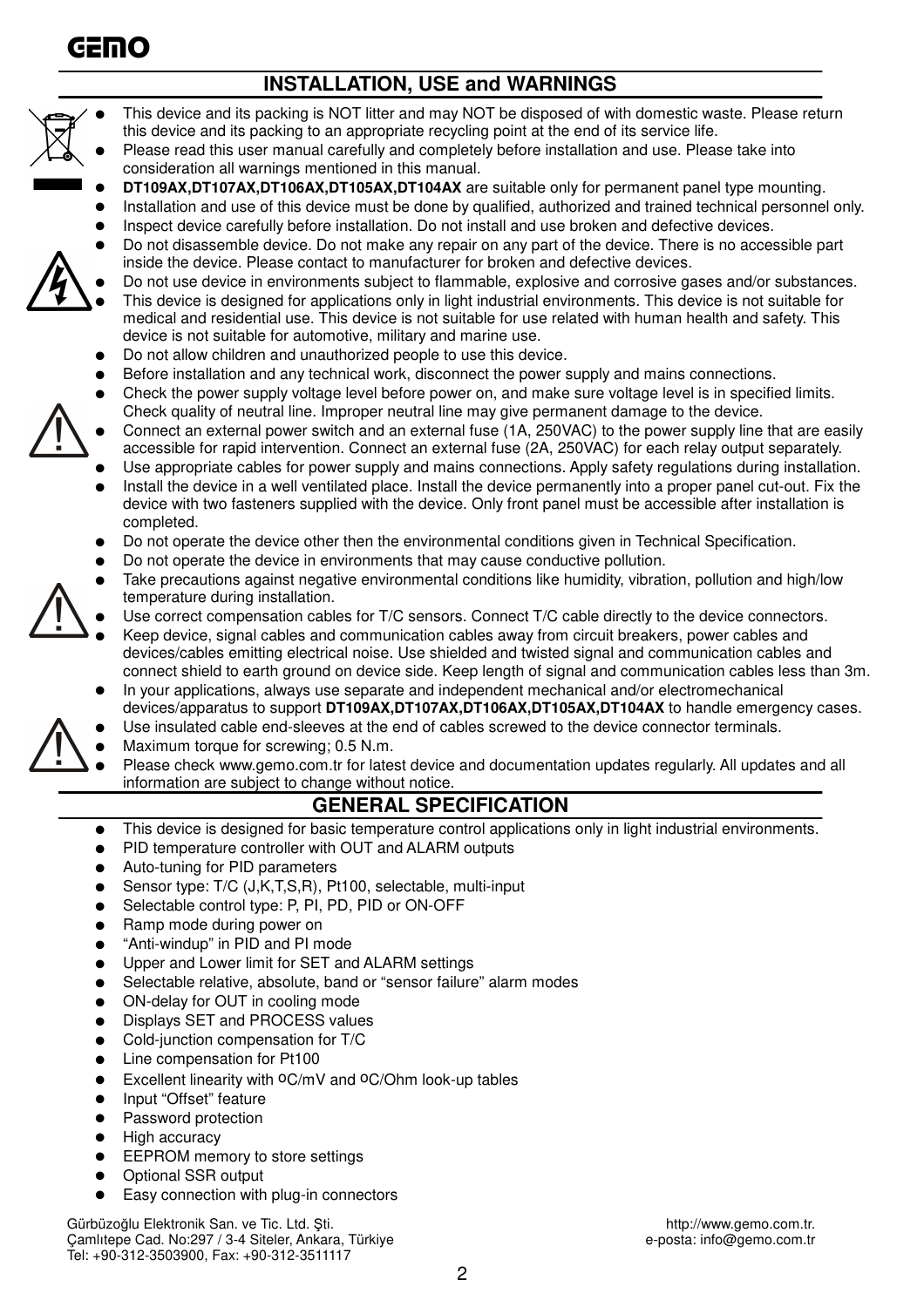# INSTALLATION, USE and WARNINGS

- This device and its packing is NOT litter and may NOT be disposed of with domestic waste. Please return this device and its packing to an appropriate recycling point at the end of its service life.
- Please read this user manual carefully and completely before installation and use. Please take into consideration all warnings mentioned in this manual.
- **DT109AX,DT107AX,DT106AX,DT105AX,DT104AX** are suitable only for permanent panel type mounting.
- Installation and use of this device must be done by qualified, authorized and trained technical personnel only.
- Inspect device carefully before installation. Do not install and use broken and defective devices.
- Do not disassemble device. Do not make any repair on any part of the device. There is no accessible part inside the device. Please contact to manufacturer for broken and defective devices.
- Do not use device in environments subject to flammable, explosive and corrosive gases and/or substances.
- This device is designed for applications only in light industrial environments. This device is not suitable for medical and residential use. This device is not suitable for use related with human health and safety. This device is not suitable for automotive, military and marine use.
- Do not allow children and unauthorized people to use this device.
- Before installation and any technical work, disconnect the power supply and mains connections.
- Check the power supply voltage level before power on, and make sure voltage level is in specified limits. Check quality of neutral line. Improper neutral line may give permanent damage to the device.
- Connect an external power switch and an external fuse (1A, 250VAC) to the power supply line that are easily accessible for rapid intervention. Connect an external fuse (2A, 250VAC) for each relay output separately.
- Use appropriate cables for power supply and mains connections. Apply safety regulations during installation.
- Install the device in a well ventilated place. Install the device permanently into a proper panel cut-out. Fix the device with two fasteners supplied with the device. Only front panel must be accessible after installation is completed.
- Do not operate the device other then the environmental conditions given in Technical Specification.
- Do not operate the device in environments that may cause conductive pollution.
- Take precautions against negative environmental conditions like humidity, vibration, pollution and high/low temperature during installation.
- Use correct compensation cables for T/C sensors. Connect T/C cable directly to the device connectors.
- Keep device, signal cables and communication cables away from circuit breakers, power cables and devices/cables emitting electrical noise. Use shielded and twisted signal and communication cables and connect shield to earth ground on device side. Keep length of signal and communication cables less than 3m.
- In your applications, always use separate and independent mechanical and/or electromechanical devices/apparatus to support **DT109AX,DT107AX,DT106AX,DT105AX,DT104AX** to handle emergency cases.
- Use insulated cable end-sleeves at the end of cables screwed to the device connector terminals.
- Maximum torque for screwing; 0.5 N.m.
- Please check www.gemo.com.tr for latest device and documentation updates regularly. All updates and all information are subject to change without notice.

# GENERAL SPECIFICATION

- This device is designed for basic temperature control applications only in light industrial environments.
- PID temperature controller with OUT and ALARM outputs
- Auto-tuning for PID parameters
- Sensor type: T/C (J,K,T,S,R), Pt100, selectable, multi-input
- Selectable control type: P, PI, PD, PID or ON-OFF
- Ramp mode during power on
- "Anti-windup" in PID and PI mode
- Upper and Lower limit for SET and ALARM settings
- Selectable relative, absolute, band or "sensor failure" alarm modes
- ON-delay for OUT in cooling mode
- Displays SET and PROCESS values
- Cold-junction compensation for T/C
- Line compensation for Pt100
- Excellent linearity with ºC/mV and ºC/Ohm look-up tables
- Input "Offset" feature
- Password protection
- High accuracy
- EEPROM memory to store settings
- Optional SSR output
- Easy connection with plug-in connectors

Gürbüzoğlu Elektronik San. ve Tic. Ltd. Şti.
Çamlıtepe Cad. No:297 / 3-4 Siteler, Ankara, Türkiye
Tel: +90-312-3503900, Fax: +90-312-3511117

http://www.gemo.com.tr.
e-posta: info@gemo.com.tr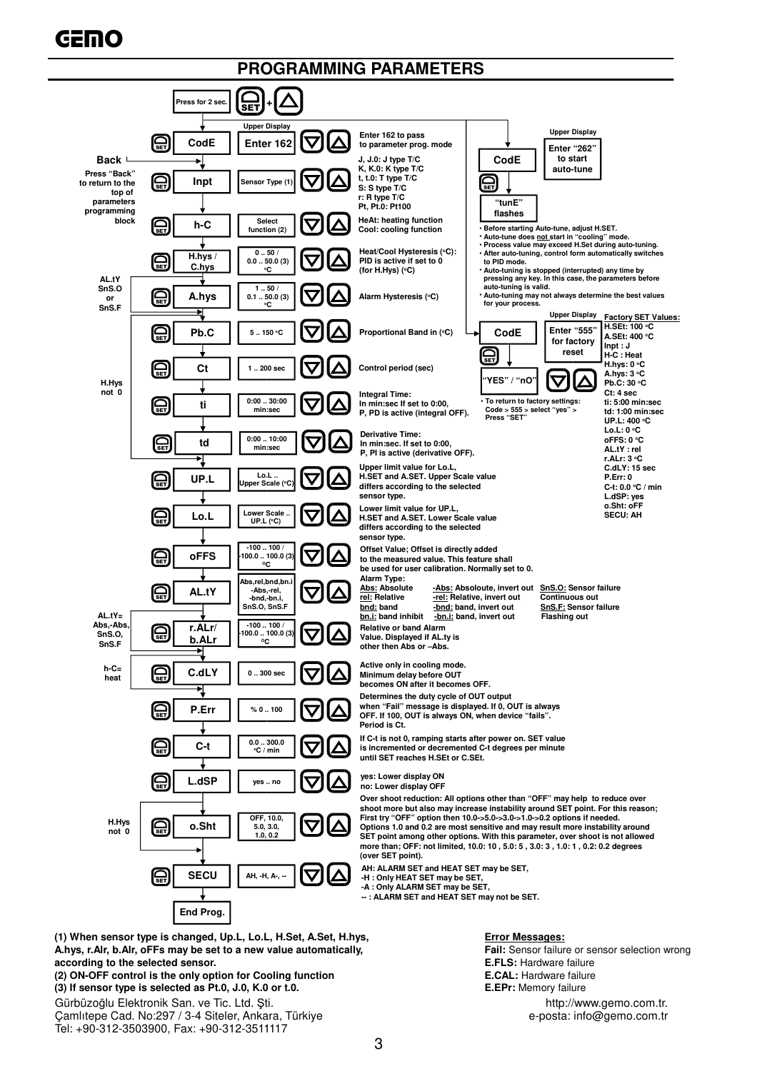# PROGRAMMING PARAMETERS

Press for 2 sec. SET + △

| Key | Parameter | Upper Display | Description |
|---|---|---|---|
| SET | CodE | Enter 162 | Enter 162 to pass to parameter prog. mode |
| SET | Inpt | Sensor Type (1) | J, J.0: J type T/C<br>K, K.0: K type T/C<br>t, t.0: T type T/C<br>S: S type T/C<br>r: R type T/C<br>Pt, Pt.0: Pt100 |
| SET | h-C | Select function (2) | HeAt: heating function<br>Cool: cooling function |
| SET | H.hys / C.hys | 0 .. 50 / 0.0 .. 50.0 (3) °C | Heat/Cool Hysteresis (°C): PID is active if set to 0 (for H.Hys) (°C) |
| SET | A.hys | 1 .. 50 / 0.1 .. 50.0 (3) °C | Alarm Hysteresis (°C) |
| SET | Pb.C | 5 .. 150 °C | Proportional Band in (°C) |
| SET | Ct | 1 .. 200 sec | Control period (sec) |
| SET | ti | 0:00 .. 30:00 min:sec | Integral Time: In min:sec If set to 0:00, P, PD is active (integral OFF). |
| SET | td | 0:00 .. 10:00 min:sec | Derivative Time: In min:sec. If set to 0:00, P, PI is active (derivative OFF). |
| SET | UP.L | Lo.L .. Upper Scale (°C) | Upper limit value for Lo.L, H.SET and A.SET. Upper Scale value differs according to the selected sensor type. |
| SET | Lo.L | Lower Scale .. UP.L (°C) | Lower limit value for UP.L, H.SET and A.SET. Lower Scale value differs according to the selected sensor type. |
| SET | oFFS | -100 .. 100 / -100.0 .. 100.0 (3) °C | Offset Value; Offset is directly added to the measured value. This feature shall be used for user calibration. Normally set to 0. |
| SET | AL.tY | Abs,rel,bnd,bn.i -Abs,-rel, -bnd,-bn.i, SnS.O, SnS.F | Alarm Type:<br>Abs: Absolute; -Abs: Absoloute, invert out; SnS.O: Sensor failure Continuous out<br>rel: Relative; -rel: Relative, invert out<br>bnd: band; -bnd: band, invert out; SnS.F: Sensor failure Flashing out<br>bn.i: band inhibit; -bn.i: band, invert out |
| SET | r.ALr / b.ALr | -100 .. 100 / -100.0 .. 100.0 (3) °C | Relative or band Alarm Value. Displayed if AL.ty is other then Abs or –Abs. |
| SET | C.dLY | 0 .. 300 sec | Active only in cooling mode. Minimum delay before OUT becomes ON after it becomes OFF. |
| SET | P.Err | % 0 .. 100 | Determines the duty cycle of OUT output when "Fail" message is displayed. If 0, OUT is always OFF. If 100, OUT is always ON, when device "fails". Period is Ct. |
| SET | C-t | 0.0 .. 300.0 °C / min | If C-t is not 0, ramping starts after power on. SET value is incremented or decremented C-t degrees per minute until SET reaches H.SEt or C.SEt. |
| SET | L.dSP | yes .. no | yes: Lower display ON<br>no: Lower display OFF |
| SET | o.Sht | OFF, 10.0, 5.0, 3.0, 1.0, 0.2 | Over shoot reduction: All options other than "OFF" may help to reduce over shoot more but also may increase instability around SET point. For this reason; First try "OFF" option then 10.0->5.0->3.0->1.0->0.2 options if needed. Options 1.0 and 0.2 are most sensitive and may result more instability around SET point among other options. With this parameter, over shoot is not allowed more than; OFF: not limited, 10.0: 10 , 5.0: 5 , 3.0: 3 , 1.0: 1 , 0.2: 0.2 degrees (over SET point). |
| SET | SECU | AH, -H, A-, -- | AH: ALARM SET and HEAT SET may be SET,<br>-H : Only HEAT SET may be SET,<br>-A : Only ALARM SET may be SET,<br>-- : ALARM SET and HEAT SET may not be SET. |
| | End Prog. | | |

**Back** — Press "Back" to return to the top of parameters programming block

Conditional parameters:
- AL.tY SnS.O or SnS.F
- H.Hys not 0
- AL.tY= Abs,-Abs, SnS.O, SnS.F
- h-C= heat
- H.Hys not 0

**Auto-tune:** CodE — Upper Display: Enter "262" to start auto-tune → SET → "tunE" flashes

- Before starting Auto-tune, adjust H.SEt.
- Auto-tune does not start in "cooling" mode.
- Process value may exceed H.Set during auto-tuning.
- After auto-tuning, control form automatically switches to PID mode.
- Auto-tuning is stopped (interrupted) any time by pressing any key. In this case, the parameters before auto-tuning is valid.
- Auto-tuning may not always determine the best values for your process.

**Factory reset:** CodE — Upper Display: Enter "555" for factory reset → SET → "YES" / "nO"

- To return to factory settings: Code > 555 > select "yes" > Press "SET"

**Factory SET Values:**
H.SEt: 100 °C
A.SEt: 400 °C
Inpt : J
H-C : Heat
H.hys: 0 °C
A.hys: 3 °C
Pb.C: 30 °C
Ct: 4 sec
ti: 5:00 min:sec
td: 1:00 min:sec
UP.L: 400 °C
Lo.L: 0 °C
oFFS: 0 °C
AL.tY : rel
r.ALr: 3 °C
C.dLY: 15 sec
P.Err: 0
C-t: 0.0 °C / min
L.dSP: yes
o.Sht: oFF
SECU: AH

**(1) When sensor type is changed, Up.L, Lo.L, H.Set, A.Set, H.hys, A.hys, r.Alr, b.Alr, oFFs may be set to a new value automatically, according to the selected sensor.**
**(2) ON-OFF control is the only option for Cooling function**
**(3) If sensor type is selected as Pt.0, J.0, K.0 or t.0.**

**Error Messages:**
**Fail:** Sensor failure or sensor selection wrong
**E.FLS:** Hardware failure
**E.CAL:** Hardware failure
**E.EPr:** Memory failure

Gürbüzoğlu Elektronik San. ve Tic. Ltd. Şti.
Çamlıtepe Cad. No:297 / 3-4 Siteler, Ankara, Türkiye
Tel: +90-312-3503900, Fax: +90-312-3511117

http://www.gemo.com.tr.
e-posta: info@gemo.com.tr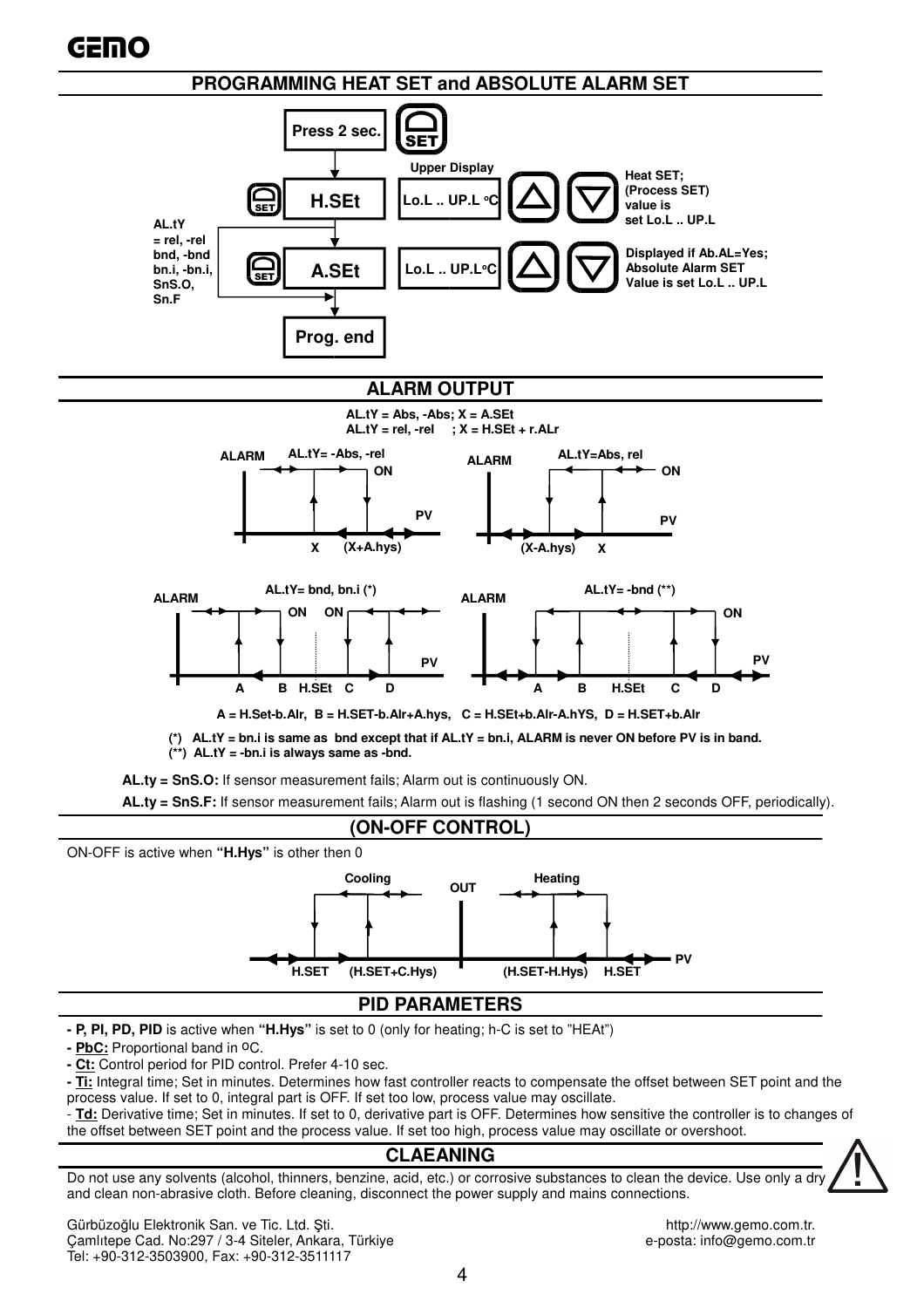GEMO

## PROGRAMMING HEAT SET and ABSOLUTE ALARM SET

Press 2 sec. SET

Upper Display

H.SEt — Lo.L .. UP.L °C — Heat SET; (Process SET) value is set Lo.L .. UP.L

AL.tY = rel, -rel bnd, -bnd bn.i, -bn.i, SnS.O, Sn.F

A.SEt — Lo.L .. UP.L°C — Displayed if Ab.AL=Yes; Absolute Alarm SET Value is set Lo.L .. UP.L

Prog. end

## ALARM OUTPUT

AL.tY = Abs, -Abs; X = A.SEt
AL.tY = rel, -rel ; X = H.SEt + r.ALr

ALARM AL.tY= -Abs, -rel ON PV X (X+A.hys)

ALARM AL.tY=Abs, rel ON PV (X-A.hys) X

ALARM AL.tY= bnd, bn.i (*) ON ON PV A B H.SEt C D

ALARM AL.tY= -bnd (**) ON PV A B H.SEt C D

A = H.Set-b.Alr, B = H.SET-b.Alr+A.hys, C = H.SEt+b.Alr-A.hYS, D = H.SET+b.Alr

(*) AL.tY = bn.i is same as bnd except that if AL.tY = bn.i, ALARM is never ON before PV is in band.
(**) AL.tY = -bn.i is always same as -bnd.

**AL.ty = SnS.O:** If sensor measurement fails; Alarm out is continuously ON.

**AL.ty = SnS.F:** If sensor measurement fails; Alarm out is flashing (1 second ON then 2 seconds OFF, periodically).

## (ON-OFF CONTROL)

ON-OFF is active when **"H.Hys"** is other then 0

Cooling OUT Heating PV H.SET (H.SET+C.Hys) (H.SET-H.Hys) H.SET

## PID PARAMETERS

**- P, PI, PD, PID** is active when **"H.Hys"** is set to 0 (only for heating; h-C is set to "HEAt")

**- PbC:** Proportional band in °C.

**- Ct:** Control period for PID control. Prefer 4-10 sec.

**- Ti:** Integral time; Set in minutes. Determines how fast controller reacts to compensate the offset between SET point and the process value. If set to 0, integral part is OFF. If set too low, process value may oscillate.

**- Td:** Derivative time; Set in minutes. If set to 0, derivative part is OFF. Determines how sensitive the controller is to changes of the offset between SET point and the process value. If set too high, process value may oscillate or overshoot.

## CLAEANING

Do not use any solvents (alcohol, thinners, benzine, acid, etc.) or corrosive substances to clean the device. Use only a dry and clean non-abrasive cloth. Before cleaning, disconnect the power supply and mains connections.

Gürbüzoğlu Elektronik San. ve Tic. Ltd. Şti.
Çamlıtepe Cad. No:297 / 3-4 Siteler, Ankara, Türkiye
Tel: +90-312-3503900, Fax: +90-312-3511117

http://www.gemo.com.tr.
e-posta: info@gemo.com.tr